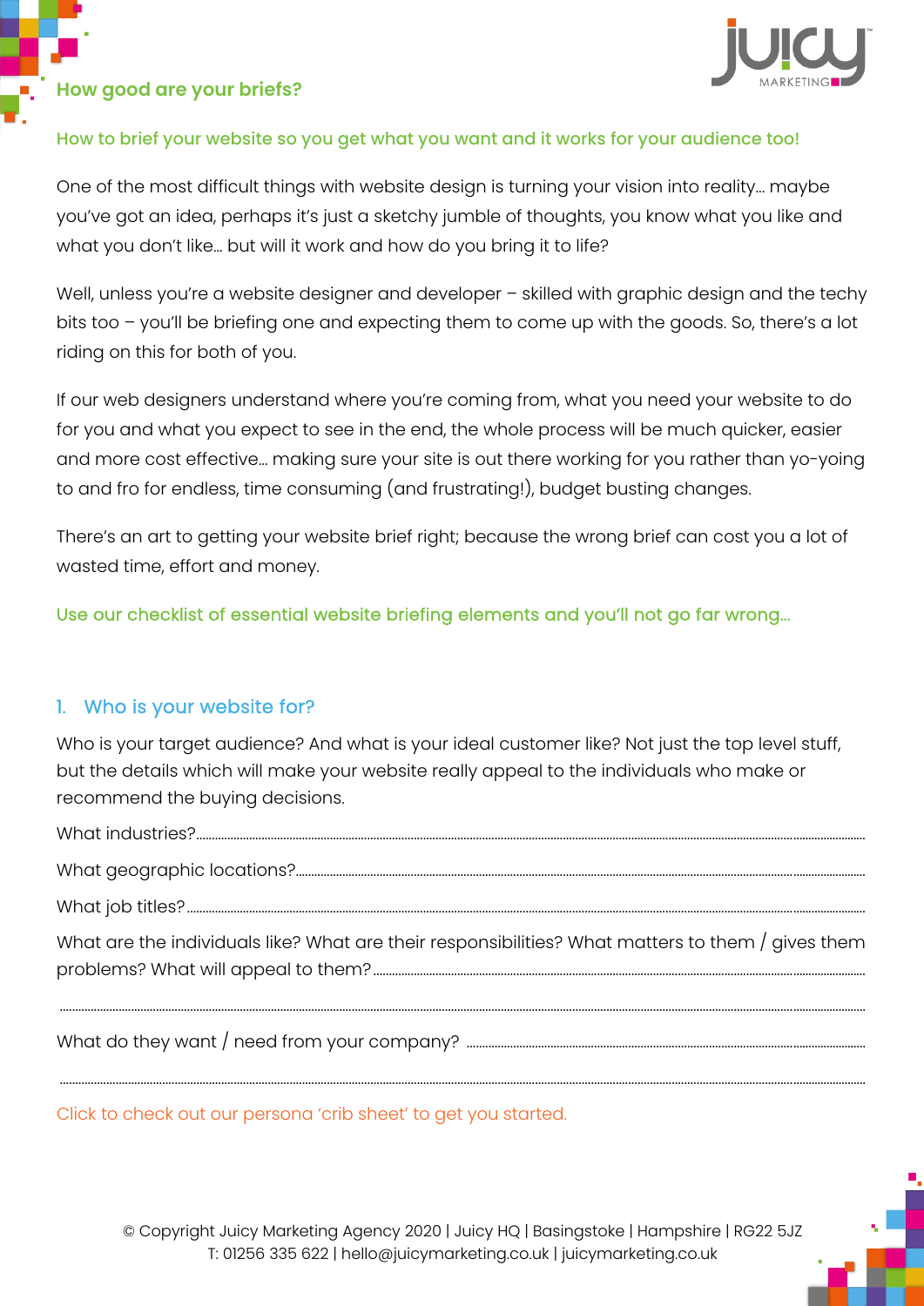## How good are your briefs?

### How to brief your website so you get what you want and it works for your audience too!

One of the most difficult things with website design is turning your vision into reality… maybe you've got an idea, perhaps it's just a sketchy jumble of thoughts, you know what you like and what you don't like… but will it work and how do you bring it to life?

Well, unless you're a website designer and developer – skilled with graphic design and the techy bits too – you'll be briefing one and expecting them to come up with the goods. So, there's a lot riding on this for both of you.

If our web designers understand where you're coming from, what you need your website to do for you and what you expect to see in the end, the whole process will be much quicker, easier and more cost effective… making sure your site is out there working for you rather than yo-yoing to and fro for endless, time consuming (and frustrating!), budget busting changes.

There's an art to getting your website brief right; because the wrong brief can cost you a lot of wasted time, effort and money.

Use our checklist of essential website briefing elements and you'll not go far wrong…

### 1. Who is your website for?

Who is your target audience? And what is your ideal customer like? Not just the top level stuff, but the details which will make your website really appeal to the individuals who make or recommend the buying decisions.

What industries?……………………………………………………………………………………………

What geographic locations?……………………………………………………………………………

What job titles?……………………………………………………………………………………………

What are the individuals like? What are their responsibilities? What matters to them / gives them problems? What will appeal to them?……………………………………………………………

……………………………………………………………………………………………………………………

What do they want / need from your company? ……………………………………………………

……………………………………………………………………………………………………………………

Click to check out our persona 'crib sheet' to get you started.

© Copyright Juicy Marketing Agency 2020 | Juicy HQ | Basingstoke | Hampshire | RG22 5JZ
T: 01256 335 622 | hello@juicymarketing.co.uk | juicymarketing.co.uk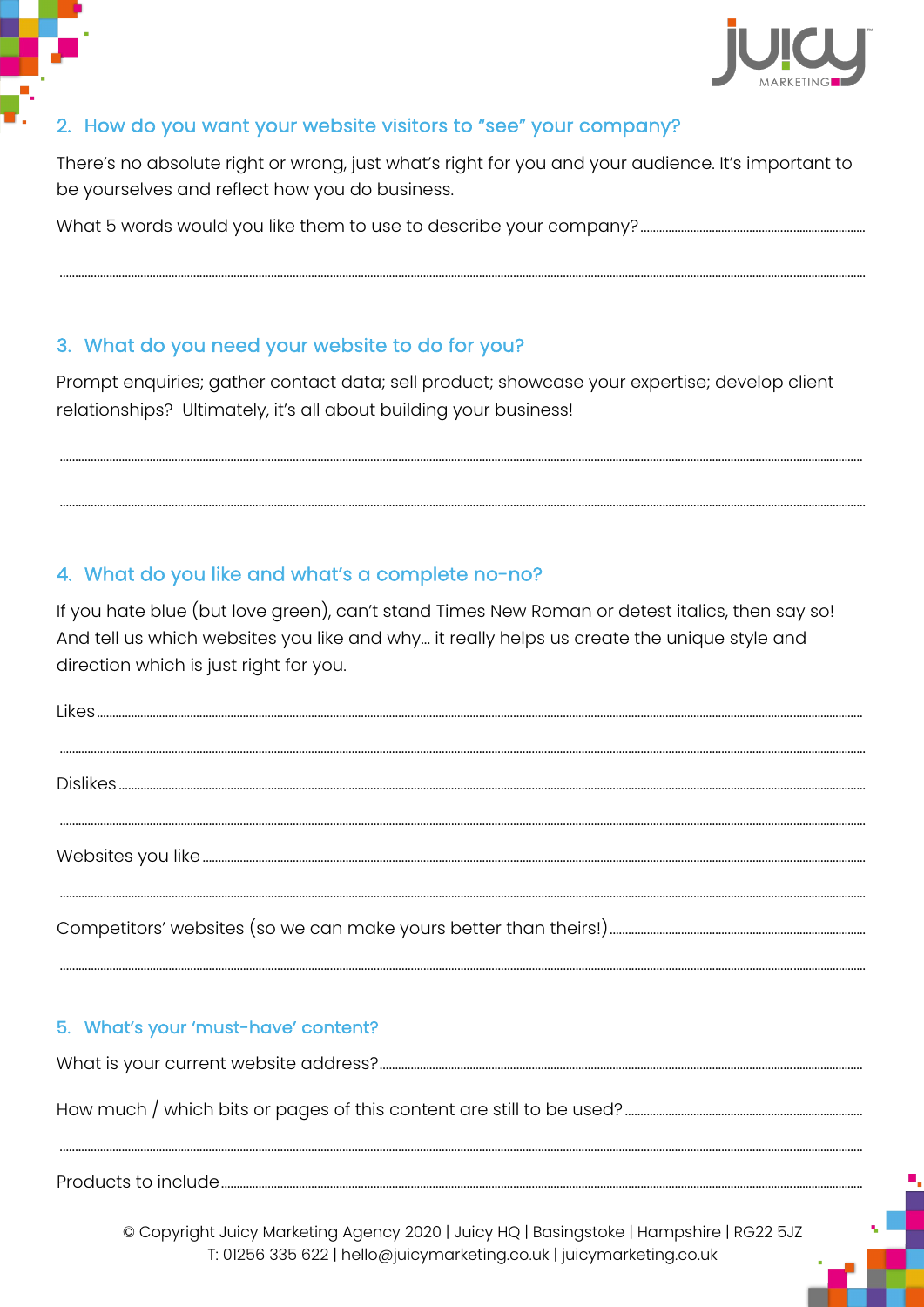## 2. How do you want your website visitors to "see" your company?

There's no absolute right or wrong, just what's right for you and your audience. It's important to be yourselves and reflect how you do business.

What 5 words would you like them to use to describe your company? ..........................................

..........................................................................................................................................................

## 3. What do you need your website to do for you?

Prompt enquiries; gather contact data; sell product; showcase your expertise; develop client relationships? Ultimately, it's all about building your business!

..........................................................................................................................................................

..........................................................................................................................................................

## 4. What do you like and what's a complete no-no?

If you hate blue (but love green), can't stand Times New Roman or detest italics, then say so! And tell us which websites you like and why... it really helps us create the unique style and direction which is just right for you.

Likes ..................................................................................................................................................

..........................................................................................................................................................

Dislikes ..............................................................................................................................................

..........................................................................................................................................................

Websites you like ..............................................................................................................................

..........................................................................................................................................................

Competitors' websites (so we can make yours better than theirs!) ....................................................

..........................................................................................................................................................

## 5. What's your 'must-have' content?

What is your current website address? ..............................................................................................

How much / which bits or pages of this content are still to be used? ..................................................

..........................................................................................................................................................

Products to include ............................................................................................................................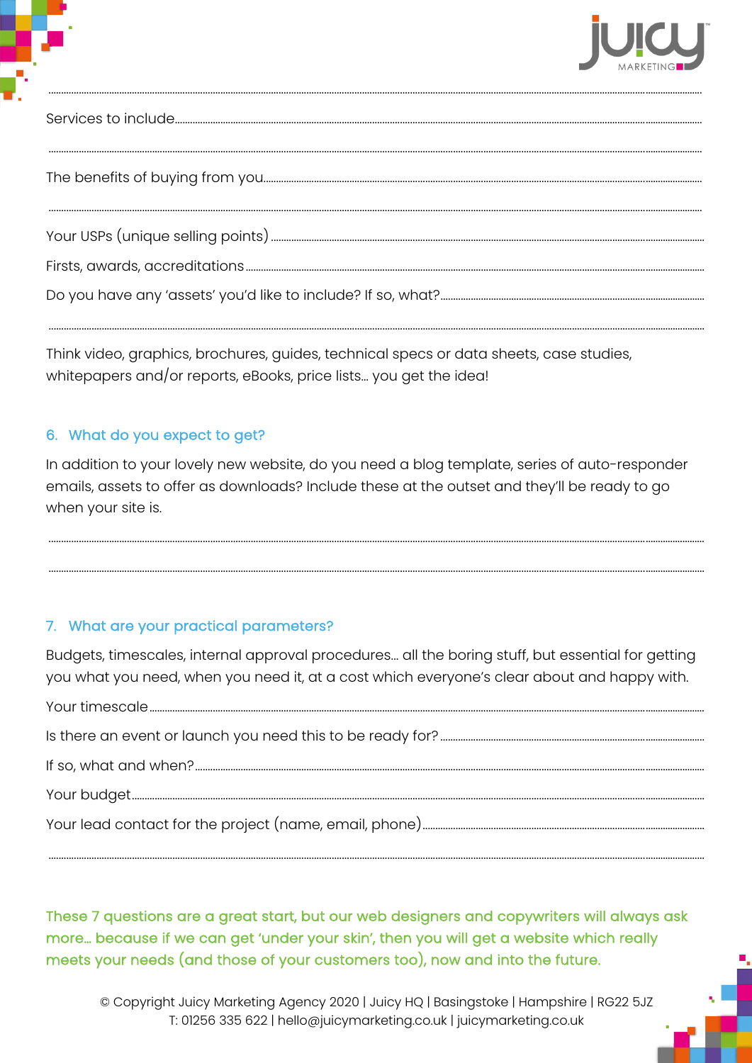Services to include

The benefits of buying from you

Your USPs (unique selling points)

Firsts, awards, accreditations

Do you have any 'assets' you'd like to include? If so, what?

Think video, graphics, brochures, guides, technical specs or data sheets, case studies, whitepapers and/or reports, eBooks, price lists... you get the idea!

### 6. What do you expect to get?

In addition to your lovely new website, do you need a blog template, series of auto-responder emails, assets to offer as downloads? Include these at the outset and they'll be ready to go when your site is.

### 7. What are your practical parameters?

Budgets, timescales, internal approval procedures... all the boring stuff, but essential for getting you what you need, when you need it, at a cost which everyone's clear about and happy with.

Your timescale

Is there an event or launch you need this to be ready for?

If so, what and when?

Your budget

Your lead contact for the project (name, email, phone)

These 7 questions are a great start, but our web designers and copywriters will always ask more... because if we can get 'under your skin', then you will get a website which really meets your needs (and those of your customers too), now and into the future.

© Copyright Juicy Marketing Agency 2020 | Juicy HQ | Basingstoke | Hampshire | RG22 5JZ
T: 01256 335 622 | hello@juicymarketing.co.uk | juicymarketing.co.uk